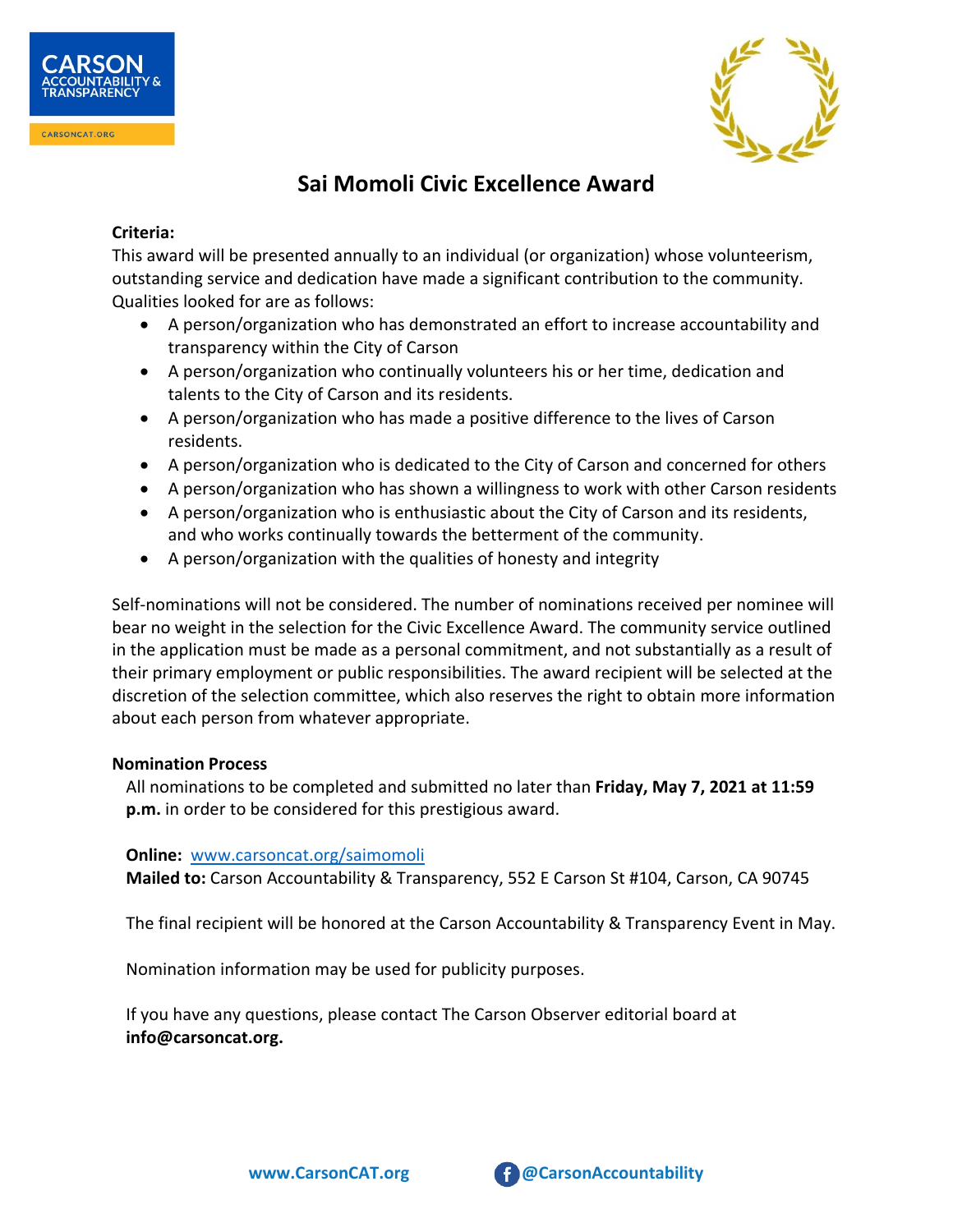CARSON ACCOUNTABILITY & TRANSPARENCY

CARSONCAT.ORG

# Sai Momoli Civic Excellence Award

**Criteria:**

This award will be presented annually to an individual (or organization) whose volunteerism, outstanding service and dedication have made a significant contribution to the community. Qualities looked for are as follows:

- A person/organization who has demonstrated an effort to increase accountability and transparency within the City of Carson
- A person/organization who continually volunteers his or her time, dedication and talents to the City of Carson and its residents.
- A person/organization who has made a positive difference to the lives of Carson residents.
- A person/organization who is dedicated to the City of Carson and concerned for others
- A person/organization who has shown a willingness to work with other Carson residents
- A person/organization who is enthusiastic about the City of Carson and its residents, and who works continually towards the betterment of the community.
- A person/organization with the qualities of honesty and integrity

Self-nominations will not be considered. The number of nominations received per nominee will bear no weight in the selection for the Civic Excellence Award. The community service outlined in the application must be made as a personal commitment, and not substantially as a result of their primary employment or public responsibilities. The award recipient will be selected at the discretion of the selection committee, which also reserves the right to obtain more information about each person from whatever appropriate.

**Nomination Process**

All nominations to be completed and submitted no later than **Friday, May 7, 2021 at 11:59 p.m.** in order to be considered for this prestigious award.

**Online:** www.carsoncat.org/saimomoli

**Mailed to:** Carson Accountability & Transparency, 552 E Carson St #104, Carson, CA 90745

The final recipient will be honored at the Carson Accountability & Transparency Event in May.

Nomination information may be used for publicity purposes.

If you have any questions, please contact The Carson Observer editorial board at **info@carsoncat.org.**

www.CarsonCAT.org @CarsonAccountability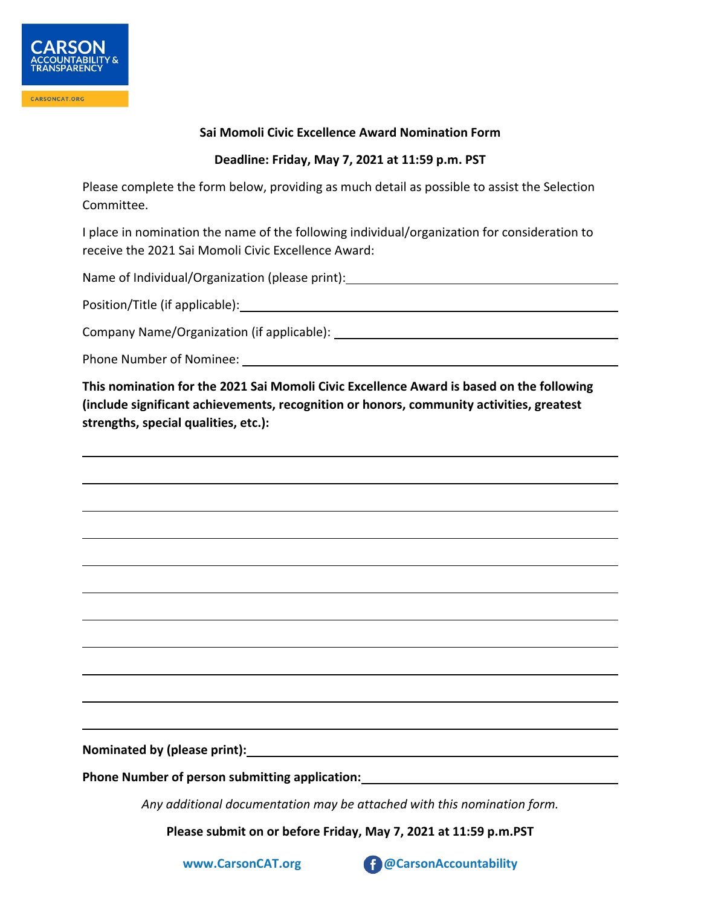CARSON
ACCOUNTABILITY &
TRANSPARENCY

CARSONCAT.ORG

**Sai Momoli Civic Excellence Award Nomination Form**

**Deadline: Friday, May 7, 2021 at 11:59 p.m. PST**

Please complete the form below, providing as much detail as possible to assist the Selection Committee.

I place in nomination the name of the following individual/organization for consideration to receive the 2021 Sai Momoli Civic Excellence Award:

Name of Individual/Organization (please print): ______________________________

Position/Title (if applicable): ______________________________

Company Name/Organization (if applicable): ______________________________

Phone Number of Nominee: ______________________________

**This nomination for the 2021 Sai Momoli Civic Excellence Award is based on the following (include significant achievements, recognition or honors, community activities, greatest strengths, special qualities, etc.):**

______________________________________________________________________

______________________________________________________________________

______________________________________________________________________

______________________________________________________________________

______________________________________________________________________

______________________________________________________________________

______________________________________________________________________

______________________________________________________________________

______________________________________________________________________

______________________________________________________________________

______________________________________________________________________

**Nominated by (please print):** ______________________________

**Phone Number of person submitting application:** ______________________________

*Any additional documentation may be attached with this nomination form.*

**Please submit on or before Friday, May 7, 2021 at 11:59 p.m.PST**

www.CarsonCAT.org @CarsonAccountability